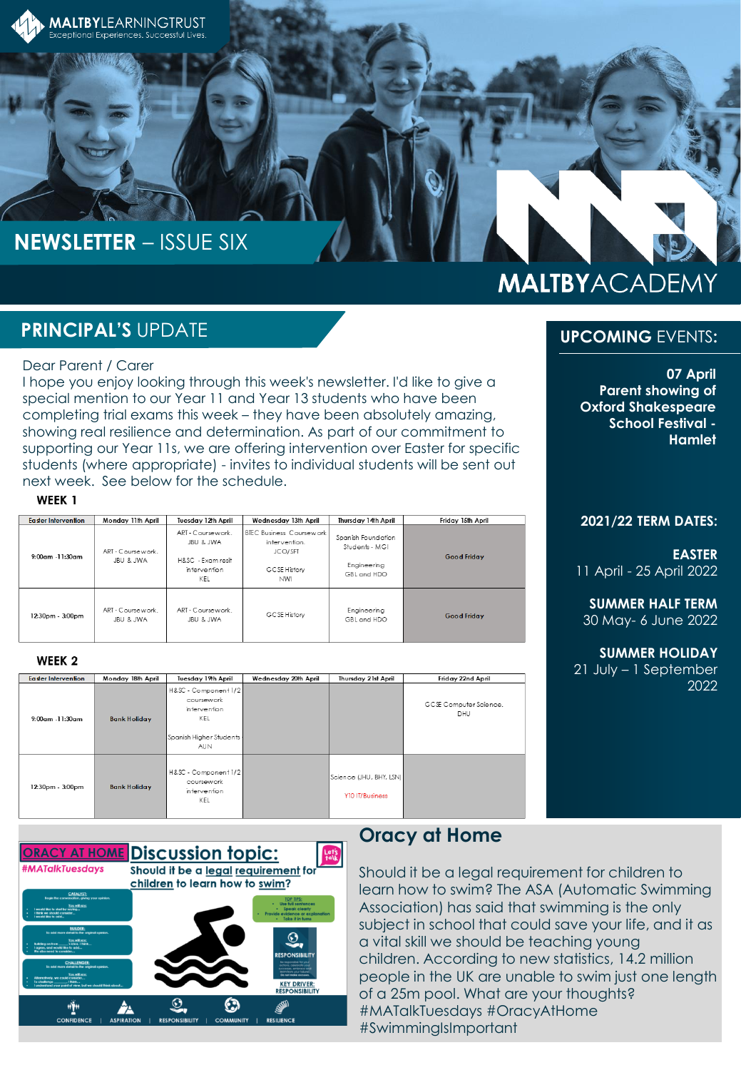MALTBYLEARNINGTRUST
Exceptional Experiences. Successful Lives.

# NEWSLETTER – ISSUE SIX

MALTBYACADEMY

## PRINCIPAL'S UPDATE

Dear Parent / Carer

I hope you enjoy looking through this week's newsletter. I'd like to give a special mention to our Year 11 and Year 13 students who have been completing trial exams this week – they have been absolutely amazing, showing real resilience and determination. As part of our commitment to supporting our Year 11s, we are offering intervention over Easter for specific students (where appropriate) - invites to individual students will be sent out next week. See below for the schedule.

**WEEK 1**

| Easter Intervention | Monday 11th April | Tuesday 12th April | Wednesday 13th April | Thursday 14th April | Friday 15th April |
|---|---|---|---|---|---|
| 9:00am - 11:30am | ART - Coursework. JBU & JWA | ART - Coursework. JBU & JWA<br>H&SC - Exam resit intervention KEL | BTEC Business Coursework intervention. JCO/SFT<br>GCSE History NWI | Spanish Foundation Students - MGI<br>Engineering GBL and HDO | Good Friday |
| 12:30pm - 3:00pm | ART - Coursework. JBU & JWA | ART - Coursework. JBU & JWA | GCSE History | Engineering GBL and HDO | Good Friday |

**WEEK 2**

| Easter Intervention | Monday 18th April | Tuesday 19th April | Wednesday 20th April | Thursday 21st April | Friday 22nd April |
|---|---|---|---|---|---|
| 9:00am - 11:30am | Bank Holiday | H&SC - Component 1/2 coursework intervention KEL<br>Spanish Higher Students - AUN | | | GCSE Computer Science. DHU |
| 12:30pm - 3:00pm | Bank Holiday | H&SC - Component 1/2 coursework intervention KEL | | Science (JHU, BHY, LSN)<br>Y10 IT/Business | |

## UPCOMING EVENTS:

**07 April**
**Parent showing of Oxford Shakespeare School Festival - Hamlet**

**2021/22 TERM DATES:**

**EASTER**
11 April - 25 April 2022

**SUMMER HALF TERM**
30 May- 6 June 2022

**SUMMER HOLIDAY**
21 July – 1 September 2022

## Oracy at Home

ORACY AT HOME **Discussion topic:**
#MATalkTuesdays
Should it be a legal requirement for children to learn how to swim?

CONFIDENCE | ASPIRATION | RESPONSIBILITY | COMMUNITY | RESILIENCE

Should it be a legal requirement for children to learn how to swim? The ASA (Automatic Swimming Association) has said that swimming is the only subject in school that could save your life, and it as a vital skill we should be teaching young children. According to new statistics, 14.2 million people in the UK are unable to swim just one length of a 25m pool. What are your thoughts? #MATalkTuesdays #OracyAtHome #SwimmingIsImportant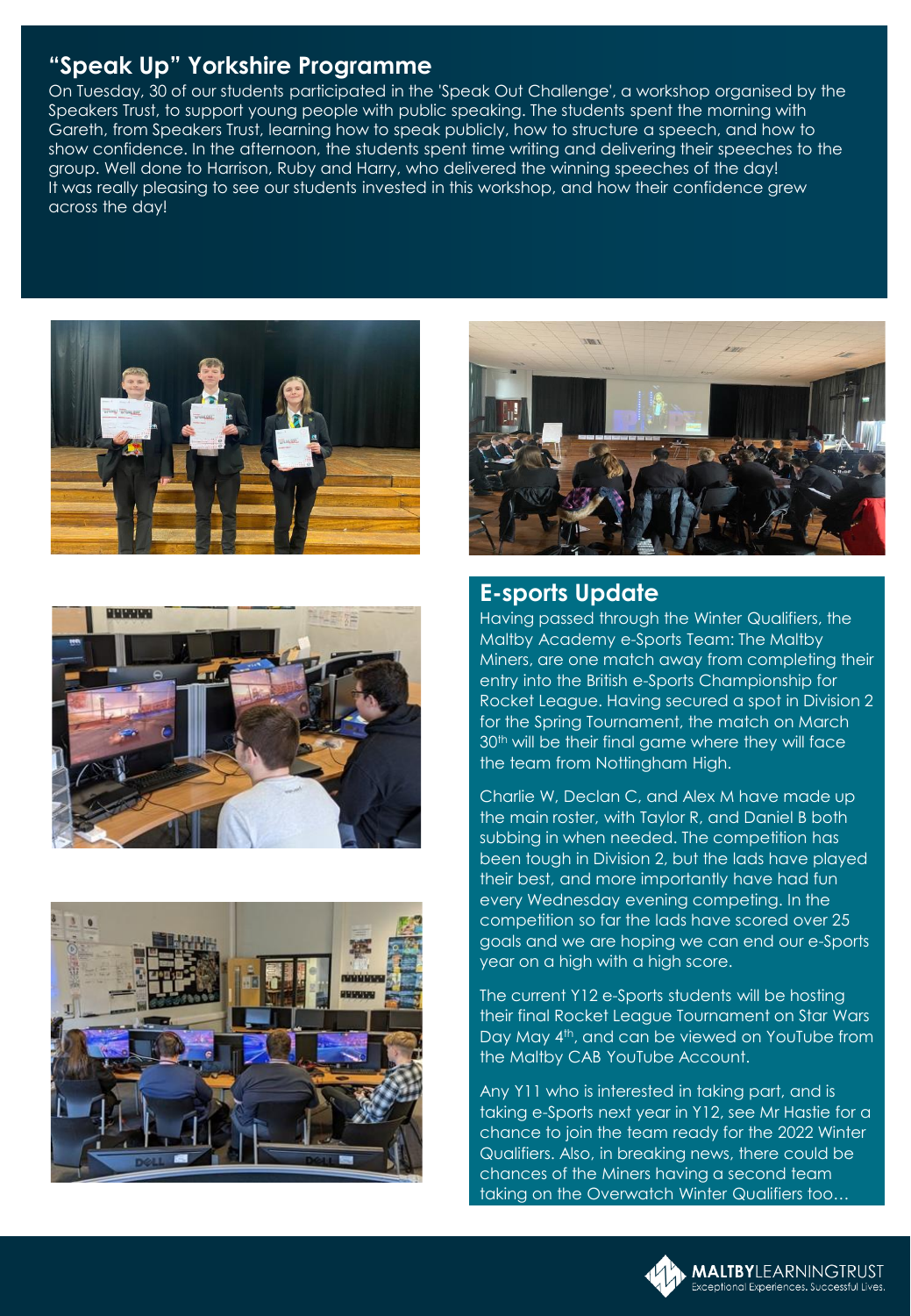## "Speak Up" Yorkshire Programme

On Tuesday, 30 of our students participated in the 'Speak Out Challenge', a workshop organised by the Speakers Trust, to support young people with public speaking. The students spent the morning with Gareth, from Speakers Trust, learning how to speak publicly, how to structure a speech, and how to show confidence. In the afternoon, the students spent time writing and delivering their speeches to the group. Well done to Harrison, Ruby and Harry, who delivered the winning speeches of the day!
It was really pleasing to see our students invested in this workshop, and how their confidence grew across the day!

## E-sports Update

Having passed through the Winter Qualifiers, the Maltby Academy e-Sports Team: The Maltby Miners, are one match away from completing their entry into the British e-Sports Championship for Rocket League. Having secured a spot in Division 2 for the Spring Tournament, the match on March 30th will be their final game where they will face the team from Nottingham High.

Charlie W, Declan C, and Alex M have made up the main roster, with Taylor R, and Daniel B both subbing in when needed. The competition has been tough in Division 2, but the lads have played their best, and more importantly have had fun every Wednesday evening competing. In the competition so far the lads have scored over 25 goals and we are hoping we can end our e-Sports year on a high with a high score.

The current Y12 e-Sports students will be hosting their final Rocket League Tournament on Star Wars Day May 4th, and can be viewed on YouTube from the Maltby CAB YouTube Account.

Any Y11 who is interested in taking part, and is taking e-Sports next year in Y12, see Mr Hastie for a chance to join the team ready for the 2022 Winter Qualifiers. Also, in breaking news, there could be chances of the Miners having a second team taking on the Overwatch Winter Qualifiers too…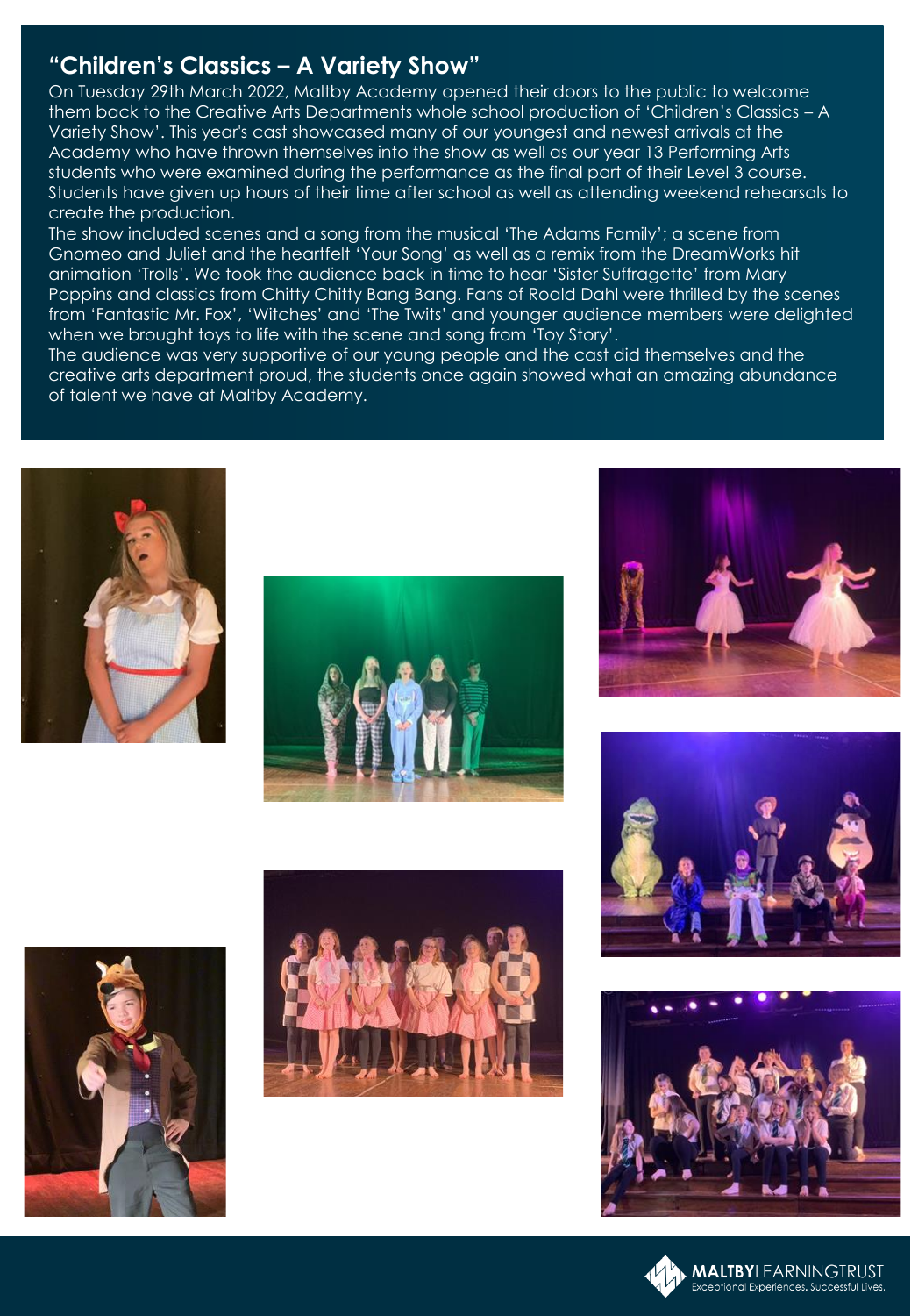## "Children's Classics – A Variety Show"

On Tuesday 29th March 2022, Maltby Academy opened their doors to the public to welcome them back to the Creative Arts Departments whole school production of 'Children's Classics – A Variety Show'. This year's cast showcased many of our youngest and newest arrivals at the Academy who have thrown themselves into the show as well as our year 13 Performing Arts students who were examined during the performance as the final part of their Level 3 course. Students have given up hours of their time after school as well as attending weekend rehearsals to create the production.

The show included scenes and a song from the musical 'The Adams Family'; a scene from Gnomeo and Juliet and the heartfelt 'Your Song' as well as a remix from the DreamWorks hit animation 'Trolls'. We took the audience back in time to hear 'Sister Suffragette' from Mary Poppins and classics from Chitty Chitty Bang Bang. Fans of Roald Dahl were thrilled by the scenes from 'Fantastic Mr. Fox', 'Witches' and 'The Twits' and younger audience members were delighted when we brought toys to life with the scene and song from 'Toy Story'.

The audience was very supportive of our young people and the cast did themselves and the creative arts department proud, the students once again showed what an amazing abundance of talent we have at Maltby Academy.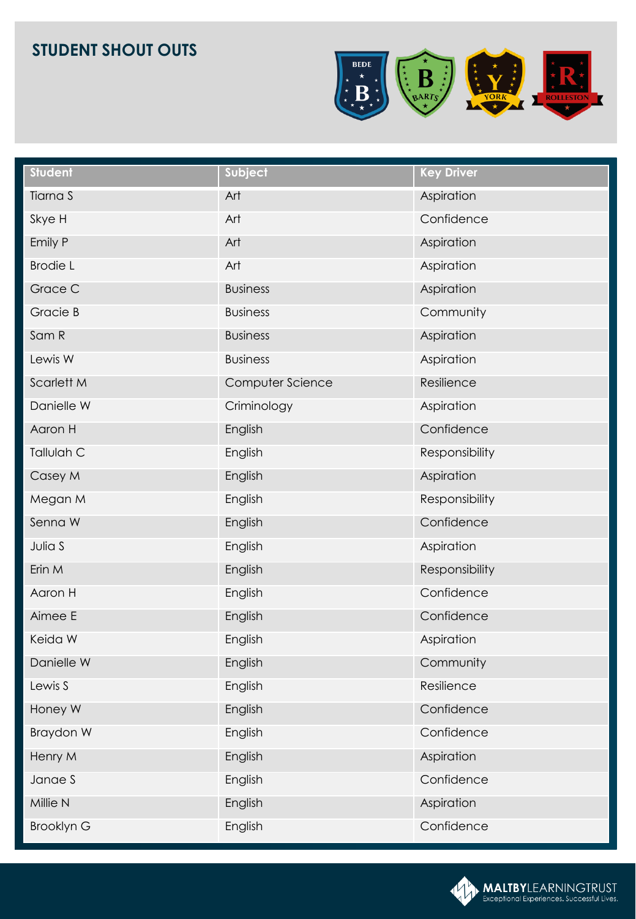## STUDENT SHOUT OUTS

| Student | Subject | Key Driver |
| --- | --- | --- |
| Tiarna S | Art | Aspiration |
| Skye H | Art | Confidence |
| Emily P | Art | Aspiration |
| Brodie L | Art | Aspiration |
| Grace C | Business | Aspiration |
| Gracie B | Business | Community |
| Sam R | Business | Aspiration |
| Lewis W | Business | Aspiration |
| Scarlett M | Computer Science | Resilience |
| Danielle W | Criminology | Aspiration |
| Aaron H | English | Confidence |
| Tallulah C | English | Responsibility |
| Casey M | English | Aspiration |
| Megan M | English | Responsibility |
| Senna W | English | Confidence |
| Julia S | English | Aspiration |
| Erin M | English | Responsibility |
| Aaron H | English | Confidence |
| Aimee E | English | Confidence |
| Keida W | English | Aspiration |
| Danielle W | English | Community |
| Lewis S | English | Resilience |
| Honey W | English | Confidence |
| Braydon W | English | Confidence |
| Henry M | English | Aspiration |
| Janae S | English | Confidence |
| Millie N | English | Aspiration |
| Brooklyn G | English | Confidence |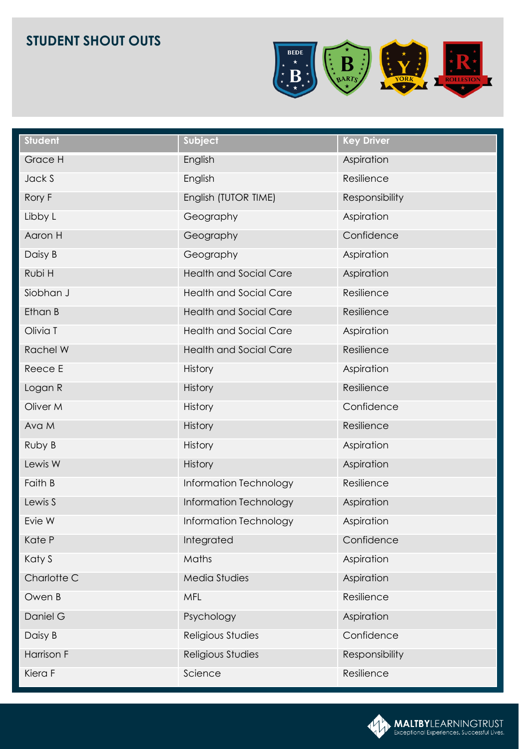## STUDENT SHOUT OUTS

| Student | Subject | Key Driver |
|---|---|---|
| Grace H | English | Aspiration |
| Jack S | English | Resilience |
| Rory F | English (TUTOR TIME) | Responsibility |
| Libby L | Geography | Aspiration |
| Aaron H | Geography | Confidence |
| Daisy B | Geography | Aspiration |
| Rubi H | Health and Social Care | Aspiration |
| Siobhan J | Health and Social Care | Resilience |
| Ethan B | Health and Social Care | Resilience |
| Olivia T | Health and Social Care | Aspiration |
| Rachel W | Health and Social Care | Resilience |
| Reece E | History | Aspiration |
| Logan R | History | Resilience |
| Oliver M | History | Confidence |
| Ava M | History | Resilience |
| Ruby B | History | Aspiration |
| Lewis W | History | Aspiration |
| Faith B | Information Technology | Resilience |
| Lewis S | Information Technology | Aspiration |
| Evie W | Information Technology | Aspiration |
| Kate P | Integrated | Confidence |
| Katy S | Maths | Aspiration |
| Charlotte C | Media Studies | Aspiration |
| Owen B | MFL | Resilience |
| Daniel G | Psychology | Aspiration |
| Daisy B | Religious Studies | Confidence |
| Harrison F | Religious Studies | Responsibility |
| Kiera F | Science | Resilience |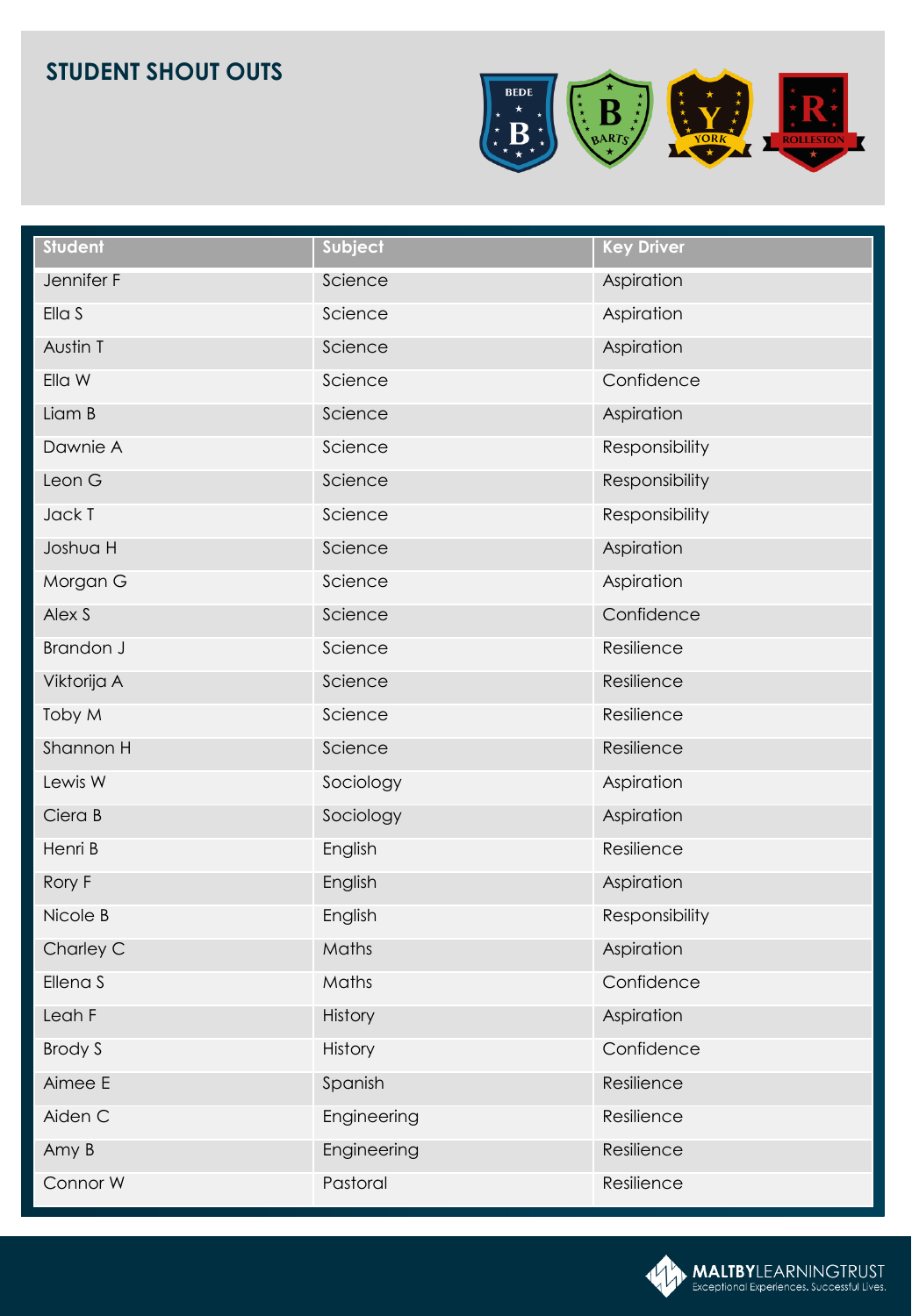## STUDENT SHOUT OUTS

| Student | Subject | Key Driver |
|---|---|---|
| Jennifer F | Science | Aspiration |
| Ella S | Science | Aspiration |
| Austin T | Science | Aspiration |
| Ella W | Science | Confidence |
| Liam B | Science | Aspiration |
| Dawnie A | Science | Responsibility |
| Leon G | Science | Responsibility |
| Jack T | Science | Responsibility |
| Joshua H | Science | Aspiration |
| Morgan G | Science | Aspiration |
| Alex S | Science | Confidence |
| Brandon J | Science | Resilience |
| Viktorija A | Science | Resilience |
| Toby M | Science | Resilience |
| Shannon H | Science | Resilience |
| Lewis W | Sociology | Aspiration |
| Ciera B | Sociology | Aspiration |
| Henri B | English | Resilience |
| Rory F | English | Aspiration |
| Nicole B | English | Responsibility |
| Charley C | Maths | Aspiration |
| Ellena S | Maths | Confidence |
| Leah F | History | Aspiration |
| Brody S | History | Confidence |
| Aimee E | Spanish | Resilience |
| Aiden C | Engineering | Resilience |
| Amy B | Engineering | Resilience |
| Connor W | Pastoral | Resilience |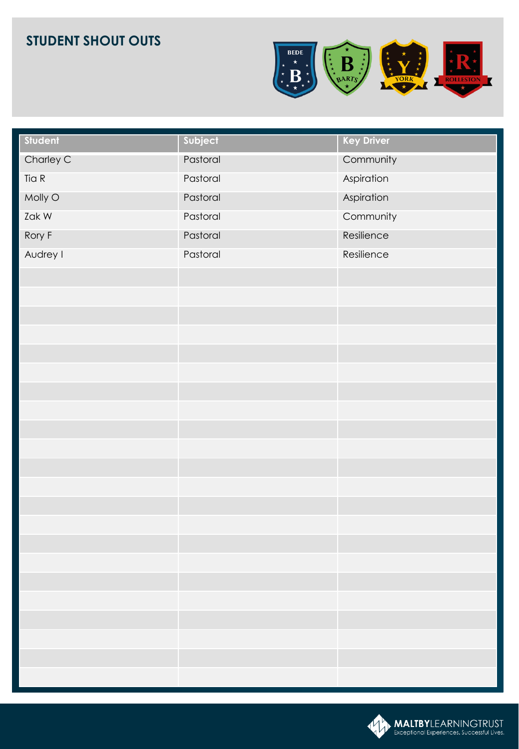## STUDENT SHOUT OUTS

| Student | Subject | Key Driver |
|---|---|---|
| Charley C | Pastoral | Community |
| Tia R | Pastoral | Aspiration |
| Molly O | Pastoral | Aspiration |
| Zak W | Pastoral | Community |
| Rory F | Pastoral | Resilience |
| Audrey I | Pastoral | Resilience |